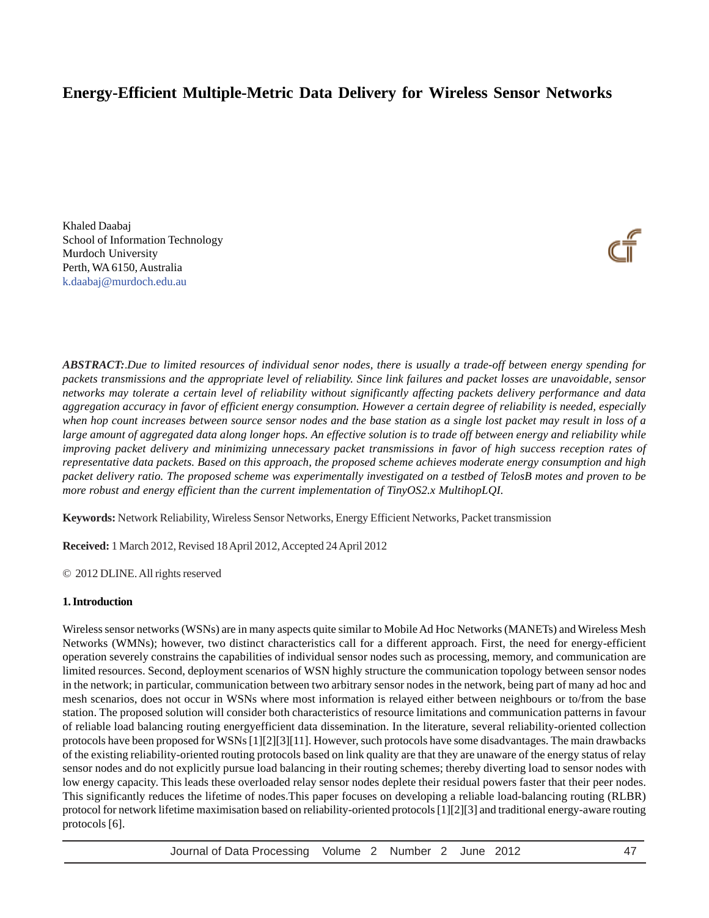# Energy-Efficient Multiple-Metric Data Delivery for Wireless Sensor Networks

Khaled Daabaj
School of Information Technology
Murdoch University
Perth, WA 6150, Australia
k.daabaj@murdoch.edu.au

***ABSTRACT:****.Due to limited resources of individual senor nodes, there is usually a trade-off between energy spending for packets transmissions and the appropriate level of reliability. Since link failures and packet losses are unavoidable, sensor networks may tolerate a certain level of reliability without significantly affecting packets delivery performance and data aggregation accuracy in favor of efficient energy consumption. However a certain degree of reliability is needed, especially when hop count increases between source sensor nodes and the base station as a single lost packet may result in loss of a large amount of aggregated data along longer hops. An effective solution is to trade off between energy and reliability while improving packet delivery and minimizing unnecessary packet transmissions in favor of high success reception rates of representative data packets. Based on this approach, the proposed scheme achieves moderate energy consumption and high packet delivery ratio. The proposed scheme was experimentally investigated on a testbed of TelosB motes and proven to be more robust and energy efficient than the current implementation of TinyOS2.x MultihopLQI.*

**Keywords:** Network Reliability, Wireless Sensor Networks, Energy Efficient Networks, Packet transmission

**Received:** 1 March 2012, Revised 18 April 2012, Accepted 24 April 2012

© 2012 DLINE. All rights reserved

## 1. Introduction

Wireless sensor networks (WSNs) are in many aspects quite similar to Mobile Ad Hoc Networks (MANETs) and Wireless Mesh Networks (WMNs); however, two distinct characteristics call for a different approach. First, the need for energy-efficient operation severely constrains the capabilities of individual sensor nodes such as processing, memory, and communication are limited resources. Second, deployment scenarios of WSN highly structure the communication topology between sensor nodes in the network; in particular, communication between two arbitrary sensor nodes in the network, being part of many ad hoc and mesh scenarios, does not occur in WSNs where most information is relayed either between neighbours or to/from the base station. The proposed solution will consider both characteristics of resource limitations and communication patterns in favour of reliable load balancing routing energyefficient data dissemination. In the literature, several reliability-oriented collection protocols have been proposed for WSNs [1][2][3][11]. However, such protocols have some disadvantages. The main drawbacks of the existing reliability-oriented routing protocols based on link quality are that they are unaware of the energy status of relay sensor nodes and do not explicitly pursue load balancing in their routing schemes; thereby diverting load to sensor nodes with low energy capacity. This leads these overloaded relay sensor nodes deplete their residual powers faster that their peer nodes. This significantly reduces the lifetime of nodes.This paper focuses on developing a reliable load-balancing routing (RLBR) protocol for network lifetime maximisation based on reliability-oriented protocols [1][2][3] and traditional energy-aware routing protocols [6].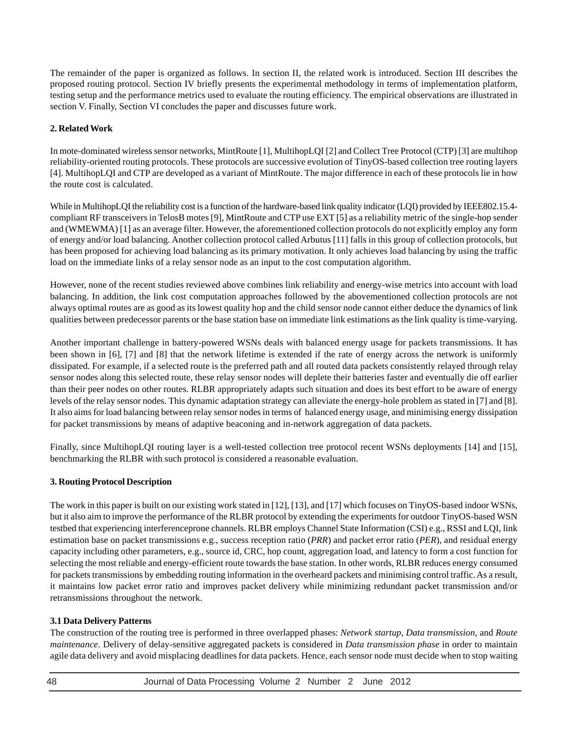The remainder of the paper is organized as follows. In section II, the related work is introduced. Section III describes the proposed routing protocol. Section IV briefly presents the experimental methodology in terms of implementation platform, testing setup and the performance metrics used to evaluate the routing efficiency. The empirical observations are illustrated in section V. Finally, Section VI concludes the paper and discusses future work.

## 2. Related Work

In mote-dominated wireless sensor networks, MintRoute [1], MultihopLQI [2] and Collect Tree Protocol (CTP) [3] are multihop reliability-oriented routing protocols. These protocols are successive evolution of TinyOS-based collection tree routing layers [4]. MultihopLQI and CTP are developed as a variant of MintRoute. The major difference in each of these protocols lie in how the route cost is calculated.

While in MultihopLQI the reliability cost is a function of the hardware-based link quality indicator (LQI) provided by IEEE802.15.4-compliant RF transceivers in TelosB motes [9], MintRoute and CTP use EXT [5] as a reliability metric of the single-hop sender and (WMEWMA) [1] as an average filter. However, the aforementioned collection protocols do not explicitly employ any form of energy and/or load balancing. Another collection protocol called Arbutus [11] falls in this group of collection protocols, but has been proposed for achieving load balancing as its primary motivation. It only achieves load balancing by using the traffic load on the immediate links of a relay sensor node as an input to the cost computation algorithm.

However, none of the recent studies reviewed above combines link reliability and energy-wise metrics into account with load balancing. In addition, the link cost computation approaches followed by the abovementioned collection protocols are not always optimal routes are as good as its lowest quality hop and the child sensor node cannot either deduce the dynamics of link qualities between predecessor parents or the base station base on immediate link estimations as the link quality is time-varying.

Another important challenge in battery-powered WSNs deals with balanced energy usage for packets transmissions. It has been shown in [6], [7] and [8] that the network lifetime is extended if the rate of energy across the network is uniformly dissipated. For example, if a selected route is the preferred path and all routed data packets consistently relayed through relay sensor nodes along this selected route, these relay sensor nodes will deplete their batteries faster and eventually die off earlier than their peer nodes on other routes. RLBR appropriately adapts such situation and does its best effort to be aware of energy levels of the relay sensor nodes. This dynamic adaptation strategy can alleviate the energy-hole problem as stated in [7] and [8]. It also aims for load balancing between relay sensor nodes in terms of balanced energy usage, and minimising energy dissipation for packet transmissions by means of adaptive beaconing and in-network aggregation of data packets.

Finally, since MultihopLQI routing layer is a well-tested collection tree protocol recent WSNs deployments [14] and [15], benchmarking the RLBR with such protocol is considered a reasonable evaluation.

## 3. Routing Protocol Description

The work in this paper is built on our existing work stated in [12], [13], and [17] which focuses on TinyOS-based indoor WSNs, but it also aim to improve the performance of the RLBR protocol by extending the experiments for outdoor TinyOS-based WSN testbed that experiencing interferenceprone channels. RLBR employs Channel State Information (CSI) e.g., RSSI and LQI, link estimation base on packet transmissions e.g., success reception ratio (*PRR*) and packet error ratio (*PER*), and residual energy capacity including other parameters, e.g., source id, CRC, hop count, aggregation load, and latency to form a cost function for selecting the most reliable and energy-efficient route towards the base station. In other words, RLBR reduces energy consumed for packets transmissions by embedding routing information in the overheard packets and minimising control traffic. As a result, it maintains low packet error ratio and improves packet delivery while minimizing redundant packet transmission and/or retransmissions throughout the network.

### 3.1 Data Delivery Patterns

The construction of the routing tree is performed in three overlapped phases: *Network startup*, *Data transmission*, and *Route maintenance*. Delivery of delay-sensitive aggregated packets is considered in *Data transmission phase* in order to maintain agile data delivery and avoid misplacing deadlines for data packets. Hence, each sensor node must decide when to stop waiting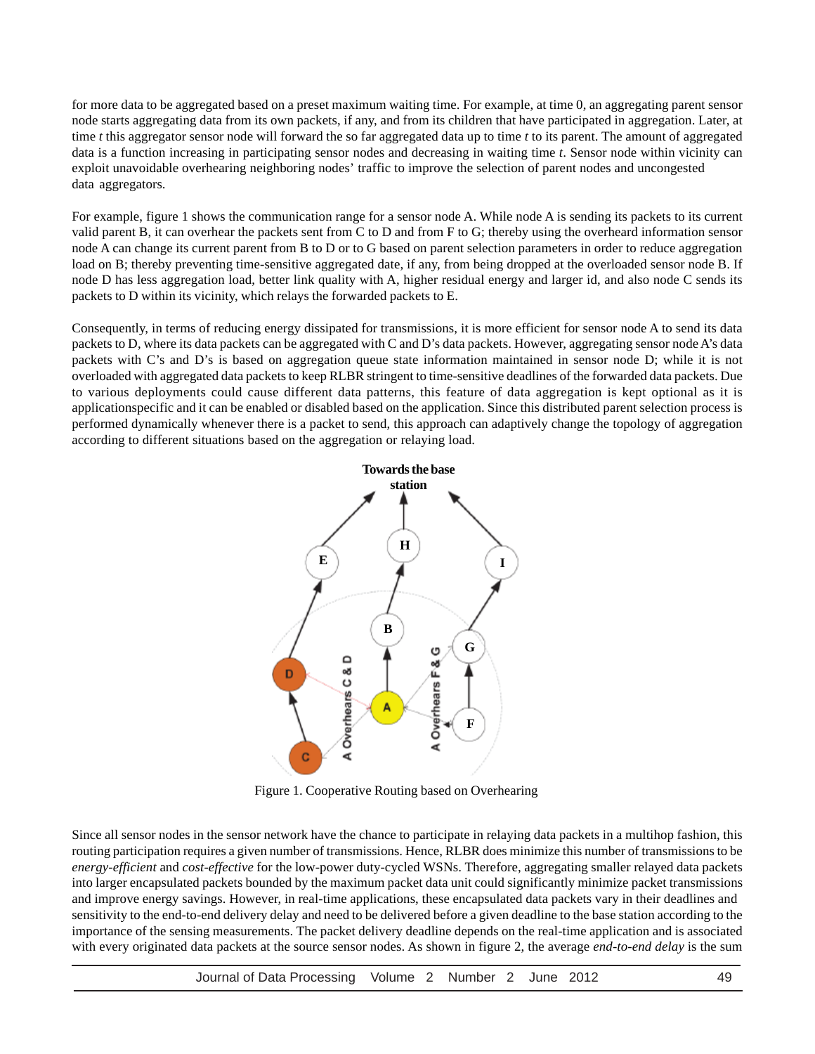for more data to be aggregated based on a preset maximum waiting time. For example, at time 0, an aggregating parent sensor node starts aggregating data from its own packets, if any, and from its children that have participated in aggregation. Later, at time *t* this aggregator sensor node will forward the so far aggregated data up to time *t* to its parent. The amount of aggregated data is a function increasing in participating sensor nodes and decreasing in waiting time *t*. Sensor node within vicinity can exploit unavoidable overhearing neighboring nodes' traffic to improve the selection of parent nodes and uncongested data aggregators.

For example, figure 1 shows the communication range for a sensor node A. While node A is sending its packets to its current valid parent B, it can overhear the packets sent from C to D and from F to G; thereby using the overheard information sensor node A can change its current parent from B to D or to G based on parent selection parameters in order to reduce aggregation load on B; thereby preventing time-sensitive aggregated date, if any, from being dropped at the overloaded sensor node B. If node D has less aggregation load, better link quality with A, higher residual energy and larger id, and also node C sends its packets to D within its vicinity, which relays the forwarded packets to E.

Consequently, in terms of reducing energy dissipated for transmissions, it is more efficient for sensor node A to send its data packets to D, where its data packets can be aggregated with C and D's data packets. However, aggregating sensor node A's data packets with C's and D's is based on aggregation queue state information maintained in sensor node D; while it is not overloaded with aggregated data packets to keep RLBR stringent to time-sensitive deadlines of the forwarded data packets. Due to various deployments could cause different data patterns, this feature of data aggregation is kept optional as it is applicationspecific and it can be enabled or disabled based on the application. Since this distributed parent selection process is performed dynamically whenever there is a packet to send, this approach can adaptively change the topology of aggregation according to different situations based on the aggregation or relaying load.

**Towards the base station**

E

H

I

B

G

D

A

F

C

A Overhears C & D

A Overhears F & G

Figure 1. Cooperative Routing based on Overhearing

Since all sensor nodes in the sensor network have the chance to participate in relaying data packets in a multihop fashion, this routing participation requires a given number of transmissions. Hence, RLBR does minimize this number of transmissions to be *energy-efficient* and *cost-effective* for the low-power duty-cycled WSNs. Therefore, aggregating smaller relayed data packets into larger encapsulated packets bounded by the maximum packet data unit could significantly minimize packet transmissions and improve energy savings. However, in real-time applications, these encapsulated data packets vary in their deadlines and sensitivity to the end-to-end delivery delay and need to be delivered before a given deadline to the base station according to the importance of the sensing measurements. The packet delivery deadline depends on the real-time application and is associated with every originated data packets at the source sensor nodes. As shown in figure 2, the average *end-to-end delay* is the sum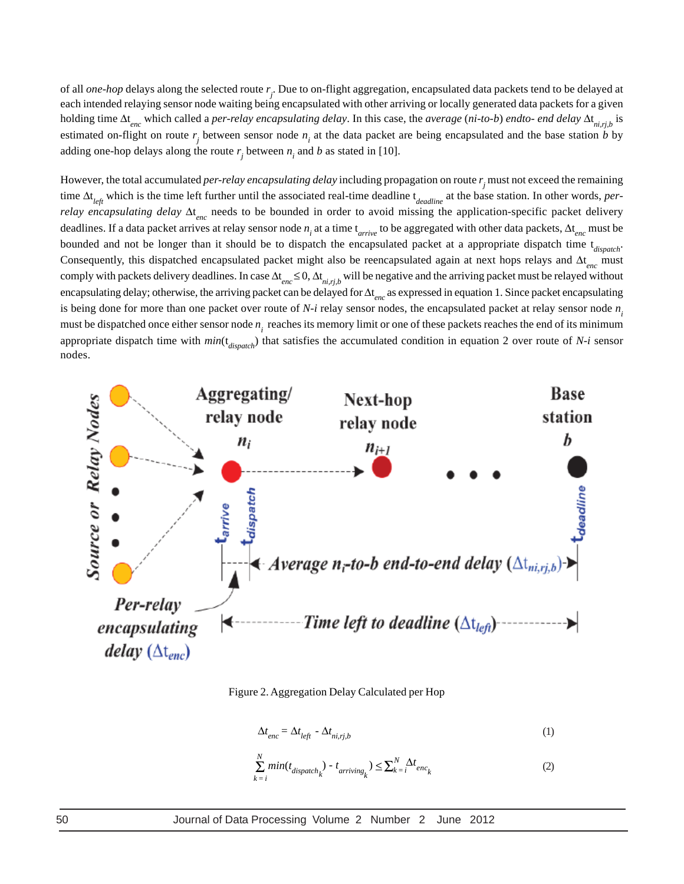of all *one-hop* delays along the selected route $r_j$. Due to on-flight aggregation, encapsulated data packets tend to be delayed at each intended relaying sensor node waiting being encapsulated with other arriving or locally generated data packets for a given holding time $\Delta t_{enc}$ which called a *per-relay encapsulating delay*. In this case, the *average* (*ni-to-b*) *endto- end delay* $\Delta t_{ni,rj,b}$ is estimated on-flight on route $r_j$ between sensor node $n_i$ at the data packet are being encapsulated and the base station *b* by adding one-hop delays along the route $r_j$ between $n_i$ and *b* as stated in [10].

However, the total accumulated *per-relay encapsulating delay* including propagation on route $r_j$ must not exceed the remaining time $\Delta t_{left}$ which is the time left further until the associated real-time deadline $t_{deadline}$ at the base station. In other words, *per-relay encapsulating delay* $\Delta t_{enc}$ needs to be bounded in order to avoid missing the application-specific packet delivery deadlines. If a data packet arrives at relay sensor node $n_i$ at a time $t_{arrive}$ to be aggregated with other data packets, $\Delta t_{enc}$ must be bounded and not be longer than it should be to dispatch the encapsulated packet at a appropriate dispatch time $t_{dispatch}$. Consequently, this dispatched encapsulated packet might also be reencapsulated again at next hops relays and $\Delta t_{enc}$ must comply with packets delivery deadlines. In case $\Delta t_{enc} \leq 0$, $\Delta t_{ni,rj,b}$ will be negative and the arriving packet must be relayed without encapsulating delay; otherwise, the arriving packet can be delayed for $\Delta t_{enc}$ as expressed in equation 1. Since packet encapsulating is being done for more than one packet over route of *N-i* relay sensor nodes, the encapsulated packet at relay sensor node $n_i$ must be dispatched once either sensor node $n_i$ reaches its memory limit or one of these packets reaches the end of its minimum appropriate dispatch time with $min(t_{dispatch})$ that satisfies the accumulated condition in equation 2 over route of *N-i* sensor nodes.

Figure 2. Aggregation Delay Calculated per Hop

$$\Delta t_{enc} = \Delta t_{left} - \Delta t_{ni,rj,b} \tag{1}$$

$$\sum_{k=i}^{N} min(t_{dispatch_k}) - t_{arriving_k}) \leq \sum_{k=i}^{N} \Delta t_{enc_k} \tag{2}$$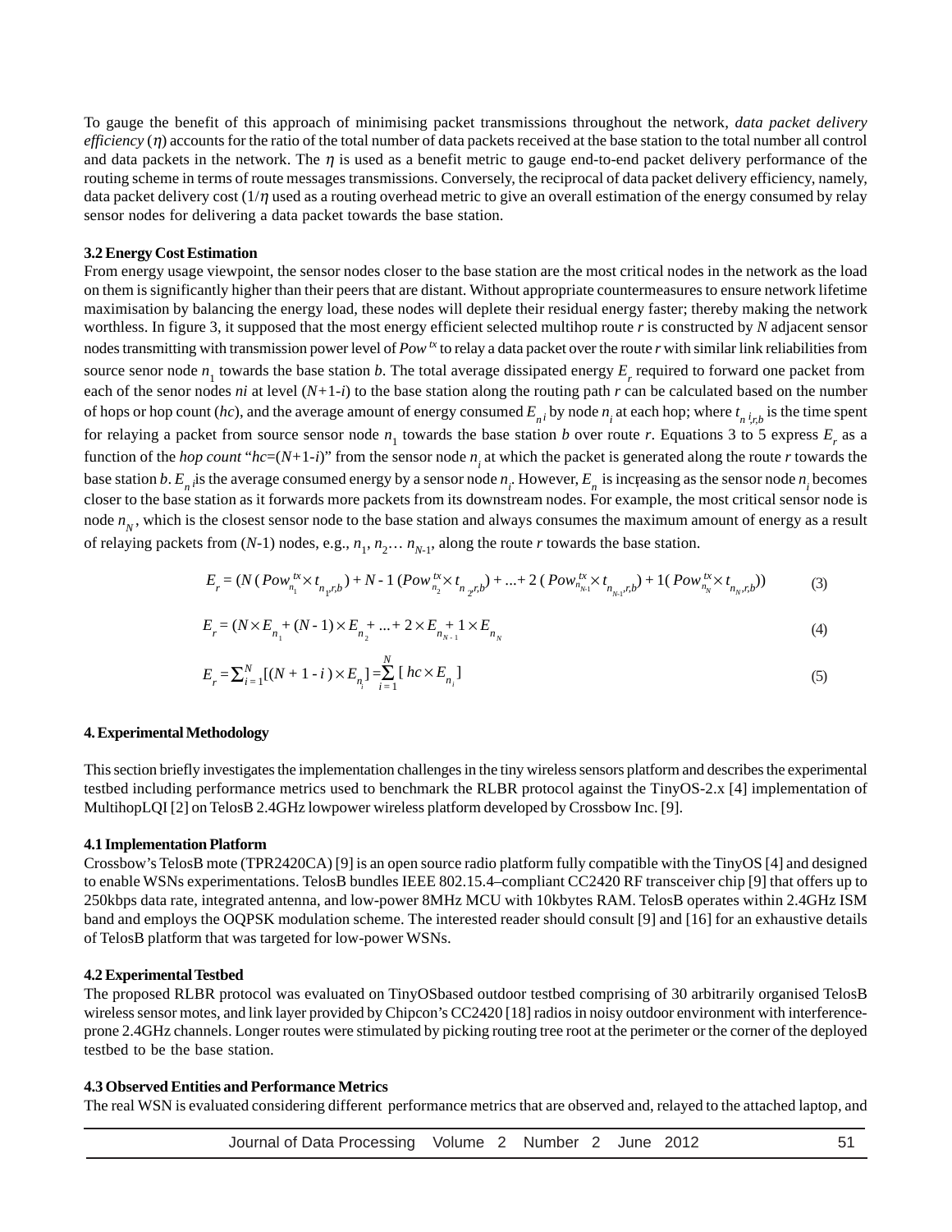To gauge the benefit of this approach of minimising packet transmissions throughout the network, *data packet delivery efficiency* ($\eta$) accounts for the ratio of the total number of data packets received at the base station to the total number all control and data packets in the network. The $\eta$ is used as a benefit metric to gauge end-to-end packet delivery performance of the routing scheme in terms of route messages transmissions. Conversely, the reciprocal of data packet delivery efficiency, namely, data packet delivery cost ($1/\eta$ used as a routing overhead metric to give an overall estimation of the energy consumed by relay sensor nodes for delivering a data packet towards the base station.

### 3.2 Energy Cost Estimation

From energy usage viewpoint, the sensor nodes closer to the base station are the most critical nodes in the network as the load on them is significantly higher than their peers that are distant. Without appropriate countermeasures to ensure network lifetime maximisation by balancing the energy load, these nodes will deplete their residual energy faster; thereby making the network worthless. In figure 3, it supposed that the most energy efficient selected multihop route *r* is constructed by *N* adjacent sensor nodes transmitting with transmission power level of $Pow^{tx}$ to relay a data packet over the route *r* with similar link reliabilities from source senor node $n_1$ towards the base station *b*. The total average dissipated energy $E_r$ required to forward one packet from each of the senor nodes *ni* at level ($N$+1-$i$) to the base station along the routing path *r* can be calculated based on the number of hops or hop count (*hc*), and the average amount of energy consumed $E_{n_i}$ by node $n_i$ at each hop; where $t_{n_i,r,b}$ is the time spent for relaying a packet from source sensor node $n_1$ towards the base station *b* over route *r*. Equations 3 to 5 express $E_r$ as a function of the *hop count* "$hc=(N+1-i)$" from the sensor node $n_i$ at which the packet is generated along the route *r* towards the base station *b*. $E_{n_i}$ is the average consumed energy by a sensor node $n_i$. However, $E_n$ is increasing as the sensor node $n_i$ becomes closer to the base station as it forwards more packets from its downstream nodes. For example, the most critical sensor node is node $n_N$, which is the closest sensor node to the base station and always consumes the maximum amount of energy as a result of relaying packets from ($N$-1) nodes, e.g., $n_1, n_2 \ldots n_{N-1}$, along the route *r* towards the base station.

$$E_r = (N\,(Pow^{tx}_{n_1} \times t_{n_1,r,b}) + N - 1\,(Pow^{tx}_{n_2} \times t_{n_2,r,b}) + ... + 2\,(Pow^{tx}_{n_{N-1}} \times t_{n_{N-1},r,b}) + 1(Pow^{tx}_{n_N} \times t_{n_N,r,b})) \tag{3}$$

$$E_r = (N \times E_{n_1} + (N-1) \times E_{n_2} + ... + 2 \times E_{n_{N-1}} + 1 \times E_{n_N} \tag{4}$$

$$E_r = \sum_{i=1}^{N}[(N+1-i) \times E_{n_i}] = \sum_{i=1}^{N}[\,hc \times E_{n_i}\,] \tag{5}$$

## 4. Experimental Methodology

This section briefly investigates the implementation challenges in the tiny wireless sensors platform and describes the experimental testbed including performance metrics used to benchmark the RLBR protocol against the TinyOS-2.x [4] implementation of MultihopLQI [2] on TelosB 2.4GHz lowpower wireless platform developed by Crossbow Inc. [9].

### 4.1 Implementation Platform

Crossbow's TelosB mote (TPR2420CA) [9] is an open source radio platform fully compatible with the TinyOS [4] and designed to enable WSNs experimentations. TelosB bundles IEEE 802.15.4–compliant CC2420 RF transceiver chip [9] that offers up to 250kbps data rate, integrated antenna, and low-power 8MHz MCU with 10kbytes RAM. TelosB operates within 2.4GHz ISM band and employs the OQPSK modulation scheme. The interested reader should consult [9] and [16] for an exhaustive details of TelosB platform that was targeted for low-power WSNs.

### 4.2 Experimental Testbed

The proposed RLBR protocol was evaluated on TinyOSbased outdoor testbed comprising of 30 arbitrarily organised TelosB wireless sensor motes, and link layer provided by Chipcon's CC2420 [18] radios in noisy outdoor environment with interference-prone 2.4GHz channels. Longer routes were stimulated by picking routing tree root at the perimeter or the corner of the deployed testbed to be the base station.

### 4.3 Observed Entities and Performance Metrics

The real WSN is evaluated considering different performance metrics that are observed and, relayed to the attached laptop, and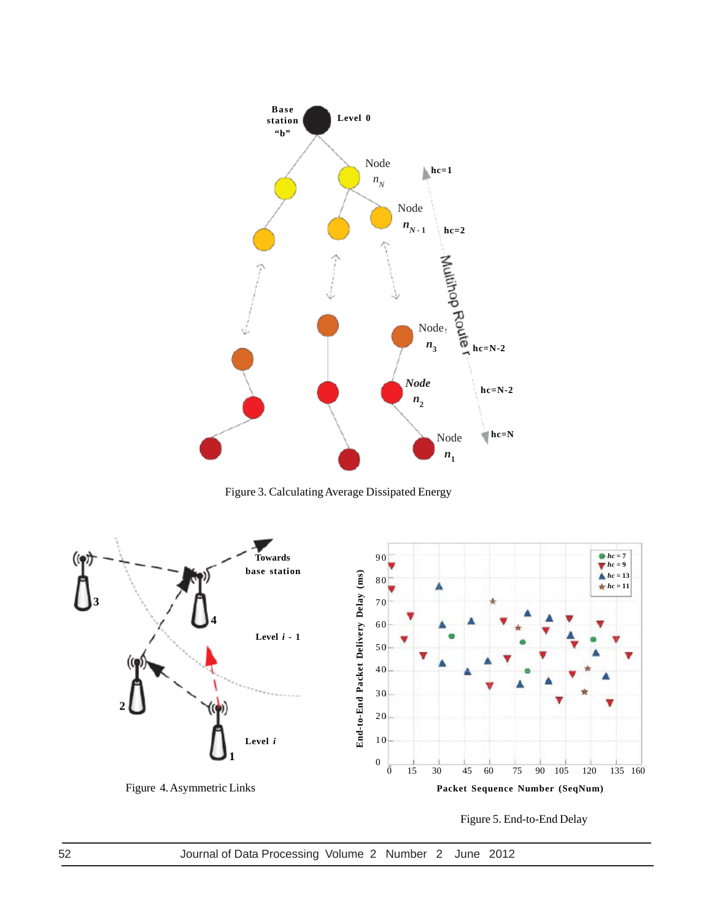Figure 3. Calculating Average Dissipated Energy

Figure 4. Asymmetric Links

Figure 5. End-to-End Delay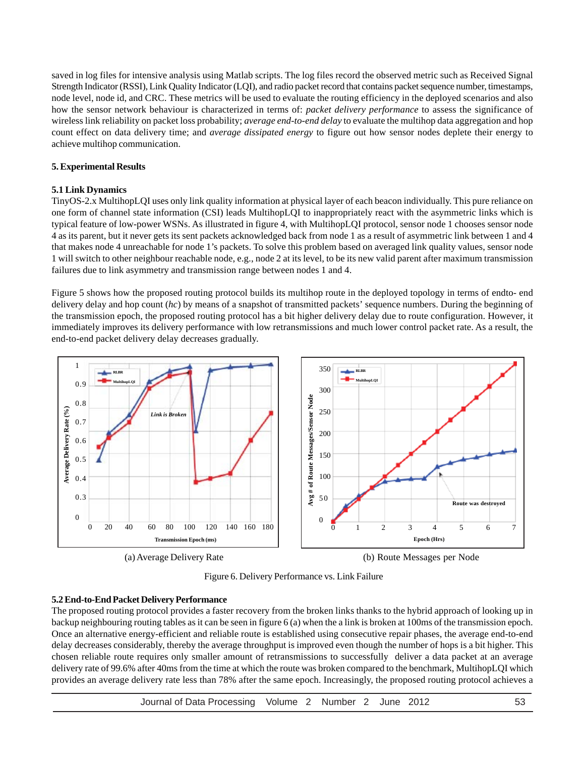saved in log files for intensive analysis using Matlab scripts. The log files record the observed metric such as Received Signal Strength Indicator (RSSI), Link Quality Indicator (LQI), and radio packet record that contains packet sequence number, timestamps, node level, node id, and CRC. These metrics will be used to evaluate the routing efficiency in the deployed scenarios and also how the sensor network behaviour is characterized in terms of: *packet delivery performance* to assess the significance of wireless link reliability on packet loss probability; *average end-to-end delay* to evaluate the multihop data aggregation and hop count effect on data delivery time; and *average dissipated energy* to figure out how sensor nodes deplete their energy to achieve multihop communication.

## 5. Experimental Results

### 5.1 Link Dynamics

TinyOS-2.x MultihopLQI uses only link quality information at physical layer of each beacon individually. This pure reliance on one form of channel state information (CSI) leads MultihopLQI to inappropriately react with the asymmetric links which is typical feature of low-power WSNs. As illustrated in figure 4, with MultihopLQI protocol, sensor node 1 chooses sensor node 4 as its parent, but it never gets its sent packets acknowledged back from node 1 as a result of asymmetric link between 1 and 4 that makes node 4 unreachable for node 1's packets. To solve this problem based on averaged link quality values, sensor node 1 will switch to other neighbour reachable node, e.g., node 2 at its level, to be its new valid parent after maximum transmission failures due to link asymmetry and transmission range between nodes 1 and 4.

Figure 5 shows how the proposed routing protocol builds its multihop route in the deployed topology in terms of endto- end delivery delay and hop count (*hc*) by means of a snapshot of transmitted packets' sequence numbers. During the beginning of the transmission epoch, the proposed routing protocol has a bit higher delivery delay due to route configuration. However, it immediately improves its delivery performance with low retransmissions and much lower control packet rate. As a result, the end-to-end packet delivery delay decreases gradually.

(a) Average Delivery Rate

(b) Route Messages per Node

Figure 6. Delivery Performance vs. Link Failure

### 5.2 End-to-End Packet Delivery Performance

The proposed routing protocol provides a faster recovery from the broken links thanks to the hybrid approach of looking up in backup neighbouring routing tables as it can be seen in figure 6 (a) when the a link is broken at 100ms of the transmission epoch. Once an alternative energy-efficient and reliable route is established using consecutive repair phases, the average end-to-end delay decreases considerably, thereby the average throughput is improved even though the number of hops is a bit higher. This chosen reliable route requires only smaller amount of retransmissions to successfully deliver a data packet at an average delivery rate of 99.6% after 40ms from the time at which the route was broken compared to the benchmark, MultihopLQI which provides an average delivery rate less than 78% after the same epoch. Increasingly, the proposed routing protocol achieves a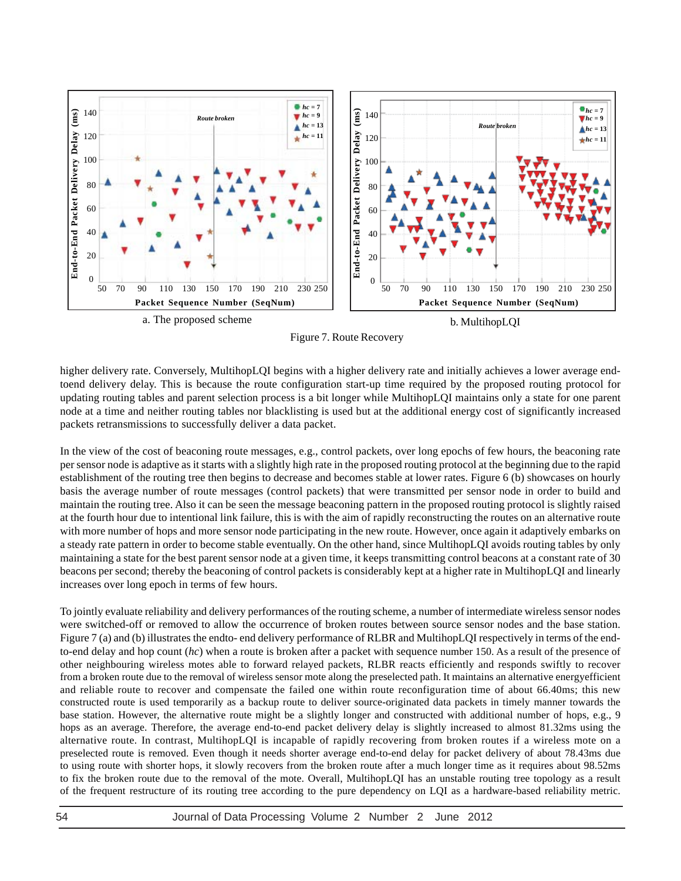a. The proposed scheme

b. MultihopLQI

Figure 7. Route Recovery

higher delivery rate. Conversely, MultihopLQI begins with a higher delivery rate and initially achieves a lower average end-toend delivery delay. This is because the route configuration start-up time required by the proposed routing protocol for updating routing tables and parent selection process is a bit longer while MultihopLQI maintains only a state for one parent node at a time and neither routing tables nor blacklisting is used but at the additional energy cost of significantly increased packets retransmissions to successfully deliver a data packet.

In the view of the cost of beaconing route messages, e.g., control packets, over long epochs of few hours, the beaconing rate per sensor node is adaptive as it starts with a slightly high rate in the proposed routing protocol at the beginning due to the rapid establishment of the routing tree then begins to decrease and becomes stable at lower rates. Figure 6 (b) showcases on hourly basis the average number of route messages (control packets) that were transmitted per sensor node in order to build and maintain the routing tree. Also it can be seen the message beaconing pattern in the proposed routing protocol is slightly raised at the fourth hour due to intentional link failure, this is with the aim of rapidly reconstructing the routes on an alternative route with more number of hops and more sensor node participating in the new route. However, once again it adaptively embarks on a steady rate pattern in order to become stable eventually. On the other hand, since MultihopLQI avoids routing tables by only maintaining a state for the best parent sensor node at a given time, it keeps transmitting control beacons at a constant rate of 30 beacons per second; thereby the beaconing of control packets is considerably kept at a higher rate in MultihopLQI and linearly increases over long epoch in terms of few hours.

To jointly evaluate reliability and delivery performances of the routing scheme, a number of intermediate wireless sensor nodes were switched-off or removed to allow the occurrence of broken routes between source sensor nodes and the base station. Figure 7 (a) and (b) illustrates the endto- end delivery performance of RLBR and MultihopLQI respectively in terms of the end-to-end delay and hop count (*hc*) when a route is broken after a packet with sequence number 150. As a result of the presence of other neighbouring wireless motes able to forward relayed packets, RLBR reacts efficiently and responds swiftly to recover from a broken route due to the removal of wireless sensor mote along the preselected path. It maintains an alternative energyefficient and reliable route to recover and compensate the failed one within route reconfiguration time of about 66.40ms; this new constructed route is used temporarily as a backup route to deliver source-originated data packets in timely manner towards the base station. However, the alternative route might be a slightly longer and constructed with additional number of hops, e.g., 9 hops as an average. Therefore, the average end-to-end packet delivery delay is slightly increased to almost 81.32ms using the alternative route. In contrast, MultihopLQI is incapable of rapidly recovering from broken routes if a wireless mote on a preselected route is removed. Even though it needs shorter average end-to-end delay for packet delivery of about 78.43ms due to using route with shorter hops, it slowly recovers from the broken route after a much longer time as it requires about 98.52ms to fix the broken route due to the removal of the mote. Overall, MultihopLQI has an unstable routing tree topology as a result of the frequent restructure of its routing tree according to the pure dependency on LQI as a hardware-based reliability metric.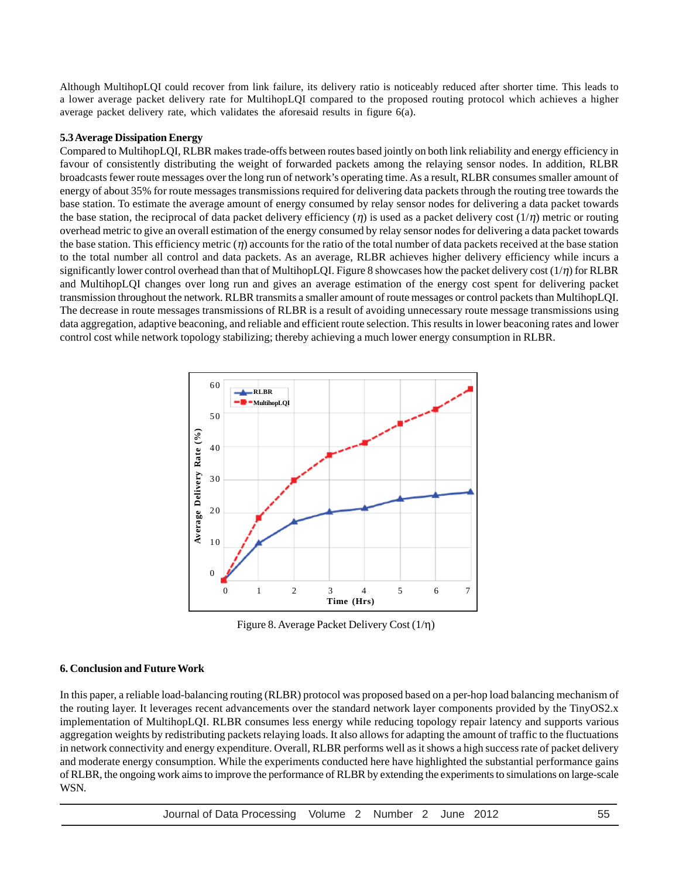Although MultihopLQI could recover from link failure, its delivery ratio is noticeably reduced after shorter time. This leads to a lower average packet delivery rate for MultihopLQI compared to the proposed routing protocol which achieves a higher average packet delivery rate, which validates the aforesaid results in figure 6(a).

### 5.3 Average Dissipation Energy

Compared to MultihopLQI, RLBR makes trade-offs between routes based jointly on both link reliability and energy efficiency in favour of consistently distributing the weight of forwarded packets among the relaying sensor nodes. In addition, RLBR broadcasts fewer route messages over the long run of network's operating time. As a result, RLBR consumes smaller amount of energy of about 35% for route messages transmissions required for delivering data packets through the routing tree towards the base station. To estimate the average amount of energy consumed by relay sensor nodes for delivering a data packet towards the base station, the reciprocal of data packet delivery efficiency ($\eta$) is used as a packet delivery cost ($1/\eta$) metric or routing overhead metric to give an overall estimation of the energy consumed by relay sensor nodes for delivering a data packet towards the base station. This efficiency metric ($\eta$) accounts for the ratio of the total number of data packets received at the base station to the total number all control and data packets. As an average, RLBR achieves higher delivery efficiency while incurs a significantly lower control overhead than that of MultihopLQI. Figure 8 showcases how the packet delivery cost ($1/\eta$) for RLBR and MultihopLQI changes over long run and gives an average estimation of the energy cost spent for delivering packet transmission throughout the network. RLBR transmits a smaller amount of route messages or control packets than MultihopLQI. The decrease in route messages transmissions of RLBR is a result of avoiding unnecessary route message transmissions using data aggregation, adaptive beaconing, and reliable and efficient route selection. This results in lower beaconing rates and lower control cost while network topology stabilizing; thereby achieving a much lower energy consumption in RLBR.

Figure 8. Average Packet Delivery Cost ($1/\eta$)

## 6. Conclusion and Future Work

In this paper, a reliable load-balancing routing (RLBR) protocol was proposed based on a per-hop load balancing mechanism of the routing layer. It leverages recent advancements over the standard network layer components provided by the TinyOS2.x implementation of MultihopLQI. RLBR consumes less energy while reducing topology repair latency and supports various aggregation weights by redistributing packets relaying loads. It also allows for adapting the amount of traffic to the fluctuations in network connectivity and energy expenditure. Overall, RLBR performs well as it shows a high success rate of packet delivery and moderate energy consumption. While the experiments conducted here have highlighted the substantial performance gains of RLBR, the ongoing work aims to improve the performance of RLBR by extending the experiments to simulations on large-scale WSN.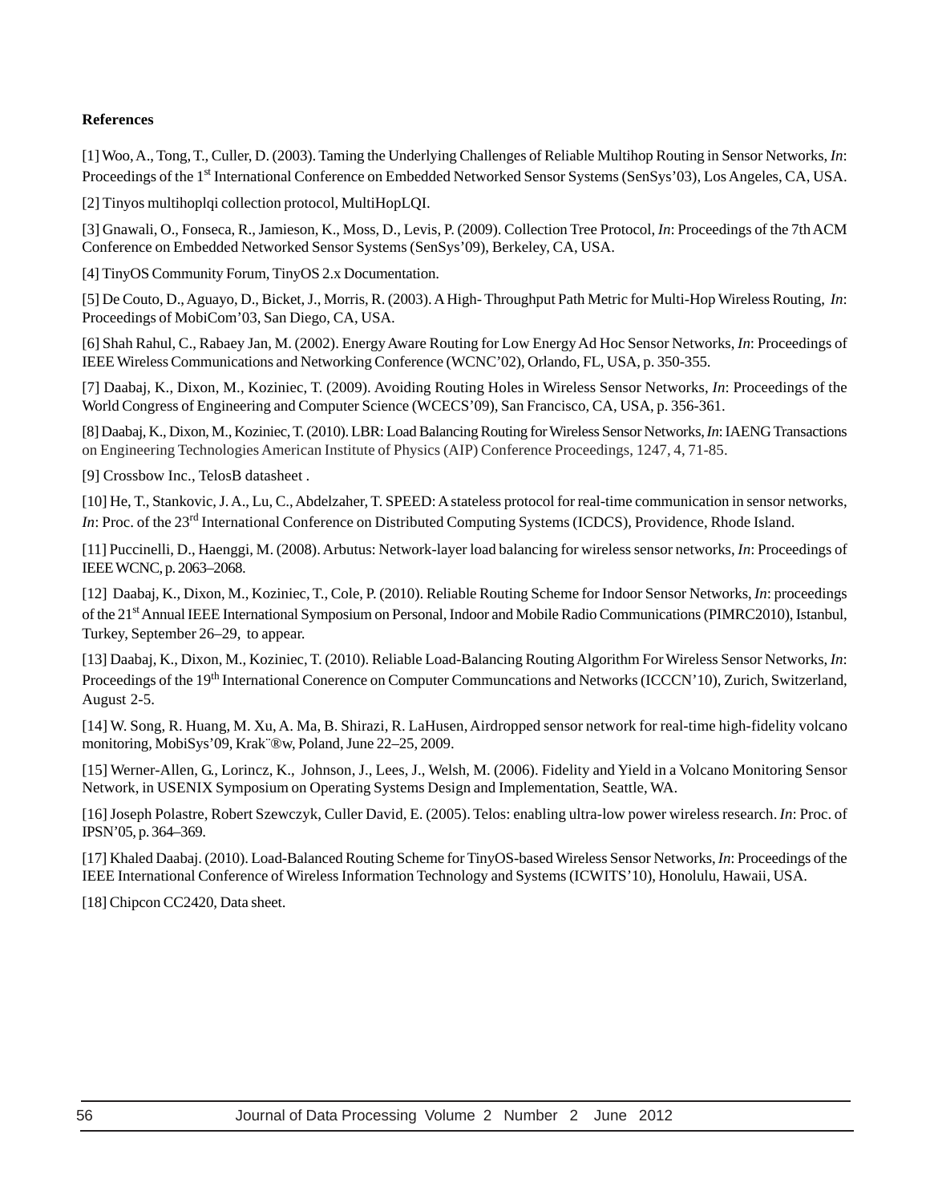**References**

[1] Woo, A., Tong, T., Culler, D. (2003). Taming the Underlying Challenges of Reliable Multihop Routing in Sensor Networks, *In*: Proceedings of the 1st International Conference on Embedded Networked Sensor Systems (SenSys'03), Los Angeles, CA, USA.

[2] Tinyos multihoplqi collection protocol, MultiHopLQI.

[3] Gnawali, O., Fonseca, R., Jamieson, K., Moss, D., Levis, P. (2009). Collection Tree Protocol, *In*: Proceedings of the 7th ACM Conference on Embedded Networked Sensor Systems (SenSys'09), Berkeley, CA, USA.

[4] TinyOS Community Forum, TinyOS 2.x Documentation.

[5] De Couto, D., Aguayo, D., Bicket, J., Morris, R. (2003). A High- Throughput Path Metric for Multi-Hop Wireless Routing, *In*: Proceedings of MobiCom'03, San Diego, CA, USA.

[6] Shah Rahul, C., Rabaey Jan, M. (2002). Energy Aware Routing for Low Energy Ad Hoc Sensor Networks, *In*: Proceedings of IEEE Wireless Communications and Networking Conference (WCNC'02), Orlando, FL, USA, p. 350-355.

[7] Daabaj, K., Dixon, M., Koziniec, T. (2009). Avoiding Routing Holes in Wireless Sensor Networks, *In*: Proceedings of the World Congress of Engineering and Computer Science (WCECS'09), San Francisco, CA, USA, p. 356-361.

[8] Daabaj, K., Dixon, M., Koziniec, T. (2010). LBR: Load Balancing Routing for Wireless Sensor Networks, *In*: IAENG Transactions on Engineering Technologies American Institute of Physics (AIP) Conference Proceedings, 1247, 4, 71-85.

[9] Crossbow Inc., TelosB datasheet .

[10] He, T., Stankovic, J. A., Lu, C., Abdelzaher, T. SPEED: A stateless protocol for real-time communication in sensor networks, *In*: Proc. of the 23rd International Conference on Distributed Computing Systems (ICDCS), Providence, Rhode Island.

[11] Puccinelli, D., Haenggi, M. (2008). Arbutus: Network-layer load balancing for wireless sensor networks, *In*: Proceedings of IEEE WCNC, p. 2063–2068.

[12] Daabaj, K., Dixon, M., Koziniec, T., Cole, P. (2010). Reliable Routing Scheme for Indoor Sensor Networks, *In*: proceedings of the 21st Annual IEEE International Symposium on Personal, Indoor and Mobile Radio Communications (PIMRC2010), Istanbul, Turkey, September 26–29, to appear.

[13] Daabaj, K., Dixon, M., Koziniec, T. (2010). Reliable Load-Balancing Routing Algorithm For Wireless Sensor Networks, *In*: Proceedings of the 19th International Conerence on Computer Communcations and Networks (ICCCN'10), Zurich, Switzerland, August 2-5.

[14] W. Song, R. Huang, M. Xu, A. Ma, B. Shirazi, R. LaHusen, Airdropped sensor network for real-time high-fidelity volcano monitoring, MobiSys'09, Krak¨®w, Poland, June 22–25, 2009.

[15] Werner-Allen, G., Lorincz, K., Johnson, J., Lees, J., Welsh, M. (2006). Fidelity and Yield in a Volcano Monitoring Sensor Network, in USENIX Symposium on Operating Systems Design and Implementation, Seattle, WA.

[16] Joseph Polastre, Robert Szewczyk, Culler David, E. (2005). Telos: enabling ultra-low power wireless research. *In*: Proc. of IPSN'05, p. 364–369.

[17] Khaled Daabaj. (2010). Load-Balanced Routing Scheme for TinyOS-based Wireless Sensor Networks, *In*: Proceedings of the IEEE International Conference of Wireless Information Technology and Systems (ICWITS'10), Honolulu, Hawaii, USA.

[18] Chipcon CC2420, Data sheet.